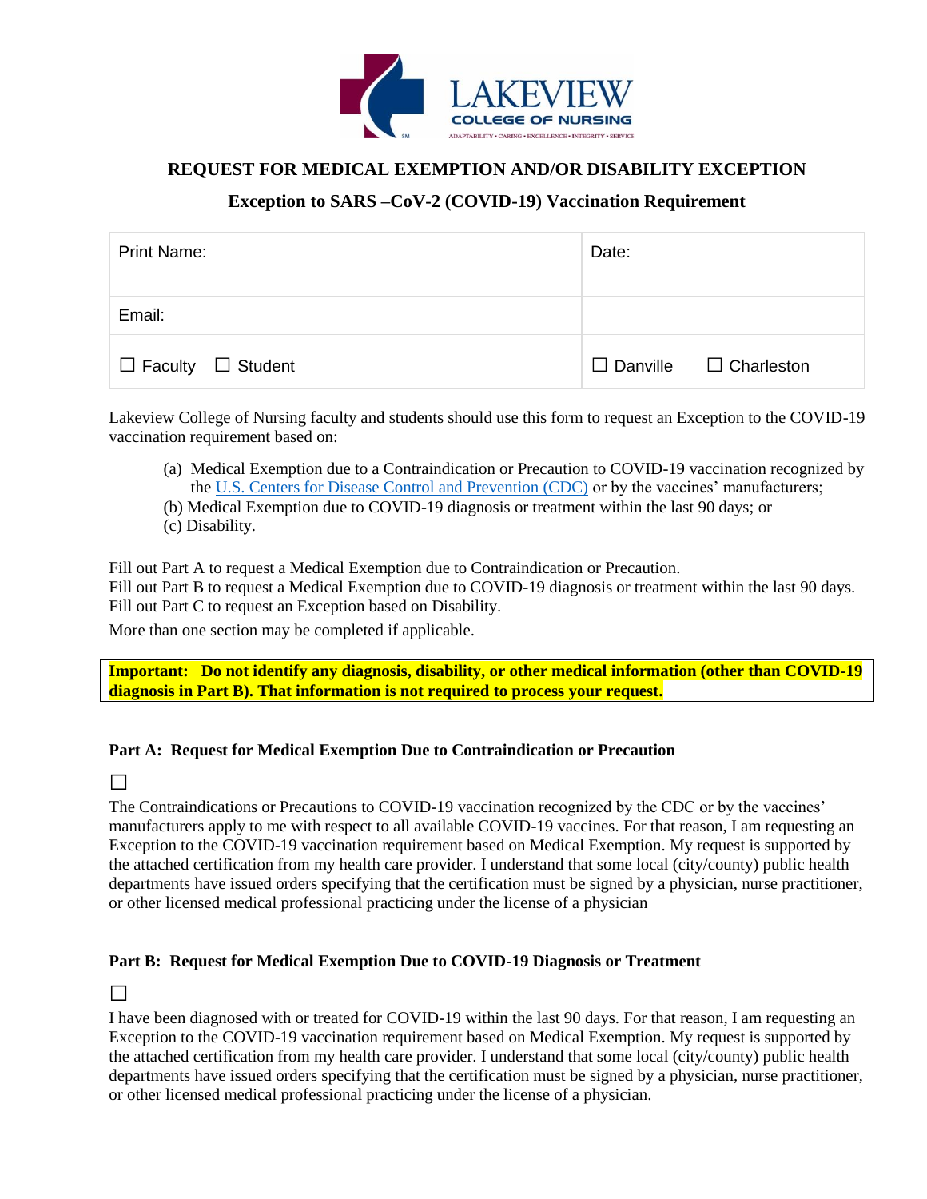LAKEVIEW COLLEGE OF NURSING

ADAPTABILITY • CARING • EXCELLENCE • INTEGRITY • SERVICE

# REQUEST FOR MEDICAL EXEMPTION AND/OR DISABILITY EXCEPTION

## Exception to SARS –CoV-2 (COVID-19) Vaccination Requirement

| Print Name: | Date: |
|---|---|
| Email: | |
| ☐ Faculty ☐ Student | ☐ Danville ☐ Charleston |

Lakeview College of Nursing faculty and students should use this form to request an Exception to the COVID-19 vaccination requirement based on:

(a) Medical Exemption due to a Contraindication or Precaution to COVID-19 vaccination recognized by the [U.S. Centers for Disease Control and Prevention (CDC)]() or by the vaccines' manufacturers;
(b) Medical Exemption due to COVID-19 diagnosis or treatment within the last 90 days; or
(c) Disability.

Fill out Part A to request a Medical Exemption due to Contraindication or Precaution.
Fill out Part B to request a Medical Exemption due to COVID-19 diagnosis or treatment within the last 90 days.
Fill out Part C to request an Exception based on Disability.

More than one section may be completed if applicable.

**Important: Do not identify any diagnosis, disability, or other medical information (other than COVID-19 diagnosis in Part B). That information is not required to process your request.**

**Part A: Request for Medical Exemption Due to Contraindication or Precaution**

☐

The Contraindications or Precautions to COVID-19 vaccination recognized by the CDC or by the vaccines' manufacturers apply to me with respect to all available COVID-19 vaccines. For that reason, I am requesting an Exception to the COVID-19 vaccination requirement based on Medical Exemption. My request is supported by the attached certification from my health care provider. I understand that some local (city/county) public health departments have issued orders specifying that the certification must be signed by a physician, nurse practitioner, or other licensed medical professional practicing under the license of a physician

**Part B: Request for Medical Exemption Due to COVID-19 Diagnosis or Treatment**

☐

I have been diagnosed with or treated for COVID-19 within the last 90 days. For that reason, I am requesting an Exception to the COVID-19 vaccination requirement based on Medical Exemption. My request is supported by the attached certification from my health care provider. I understand that some local (city/county) public health departments have issued orders specifying that the certification must be signed by a physician, nurse practitioner, or other licensed medical professional practicing under the license of a physician.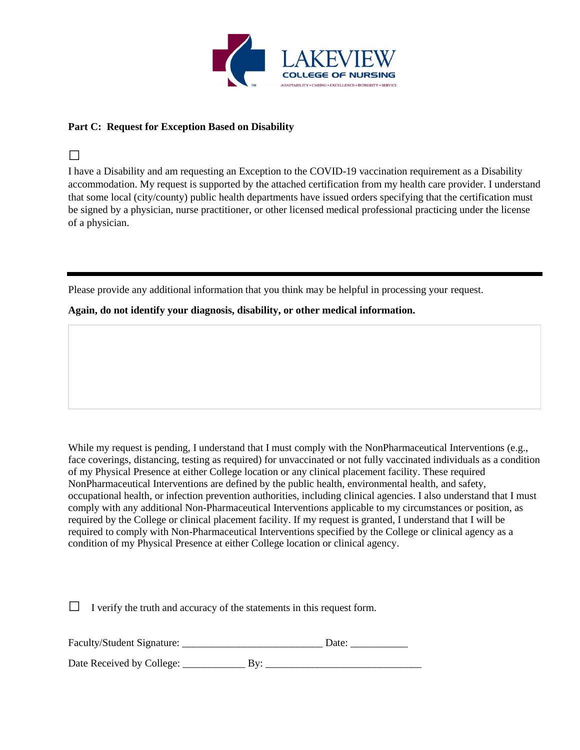LAKEVIEW COLLEGE OF NURSING

ADAPTABILITY • CARING • EXCELLENCE • INTEGRITY • SERVICE

**Part C: Request for Exception Based on Disability**

☐

I have a Disability and am requesting an Exception to the COVID-19 vaccination requirement as a Disability accommodation. My request is supported by the attached certification from my health care provider. I understand that some local (city/county) public health departments have issued orders specifying that the certification must be signed by a physician, nurse practitioner, or other licensed medical professional practicing under the license of a physician.

---

Please provide any additional information that you think may be helpful in processing your request.

**Again, do not identify your diagnosis, disability, or other medical information.**

While my request is pending, I understand that I must comply with the NonPharmaceutical Interventions (e.g., face coverings, distancing, testing as required) for unvaccinated or not fully vaccinated individuals as a condition of my Physical Presence at either College location or any clinical placement facility. These required NonPharmaceutical Interventions are defined by the public health, environmental health, and safety, occupational health, or infection prevention authorities, including clinical agencies. I also understand that I must comply with any additional Non-Pharmaceutical Interventions applicable to my circumstances or position, as required by the College or clinical placement facility. If my request is granted, I understand that I will be required to comply with Non-Pharmaceutical Interventions specified by the College or clinical agency as a condition of my Physical Presence at either College location or clinical agency.

☐ I verify the truth and accuracy of the statements in this request form.

Faculty/Student Signature: ___________________________ Date: ___________

Date Received by College: ____________ By: ______________________________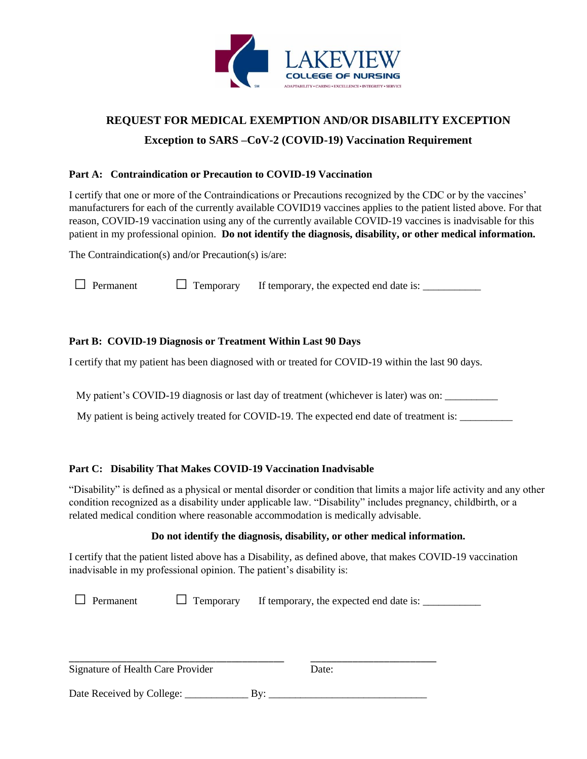LAKEVIEW
COLLEGE OF NURSING
ADAPTABILITY • CARING • EXCELLENCE • INTEGRITY • SERVICE

## REQUEST FOR MEDICAL EXEMPTION AND/OR DISABILITY EXCEPTION

### Exception to SARS –CoV-2 (COVID-19) Vaccination Requirement

**Part A: Contraindication or Precaution to COVID-19 Vaccination**

I certify that one or more of the Contraindications or Precautions recognized by the CDC or by the vaccines' manufacturers for each of the currently available COVID19 vaccines applies to the patient listed above. For that reason, COVID-19 vaccination using any of the currently available COVID-19 vaccines is inadvisable for this patient in my professional opinion. **Do not identify the diagnosis, disability, or other medical information.**

The Contraindication(s) and/or Precaution(s) is/are:

☐ Permanent ☐ Temporary If temporary, the expected end date is: ___________

**Part B: COVID-19 Diagnosis or Treatment Within Last 90 Days**

I certify that my patient has been diagnosed with or treated for COVID-19 within the last 90 days.

My patient's COVID-19 diagnosis or last day of treatment (whichever is later) was on: __________

My patient is being actively treated for COVID-19. The expected end date of treatment is: __________

**Part C: Disability That Makes COVID-19 Vaccination Inadvisable**

"Disability" is defined as a physical or mental disorder or condition that limits a major life activity and any other condition recognized as a disability under applicable law. "Disability" includes pregnancy, childbirth, or a related medical condition where reasonable accommodation is medically advisable.

**Do not identify the diagnosis, disability, or other medical information.**

I certify that the patient listed above has a Disability, as defined above, that makes COVID-19 vaccination inadvisable in my professional opinion. The patient's disability is:

☐ Permanent ☐ Temporary If temporary, the expected end date is: ___________

_________________________________________ _______________________

Signature of Health Care Provider Date:

Date Received by College: ____________ By: ______________________________